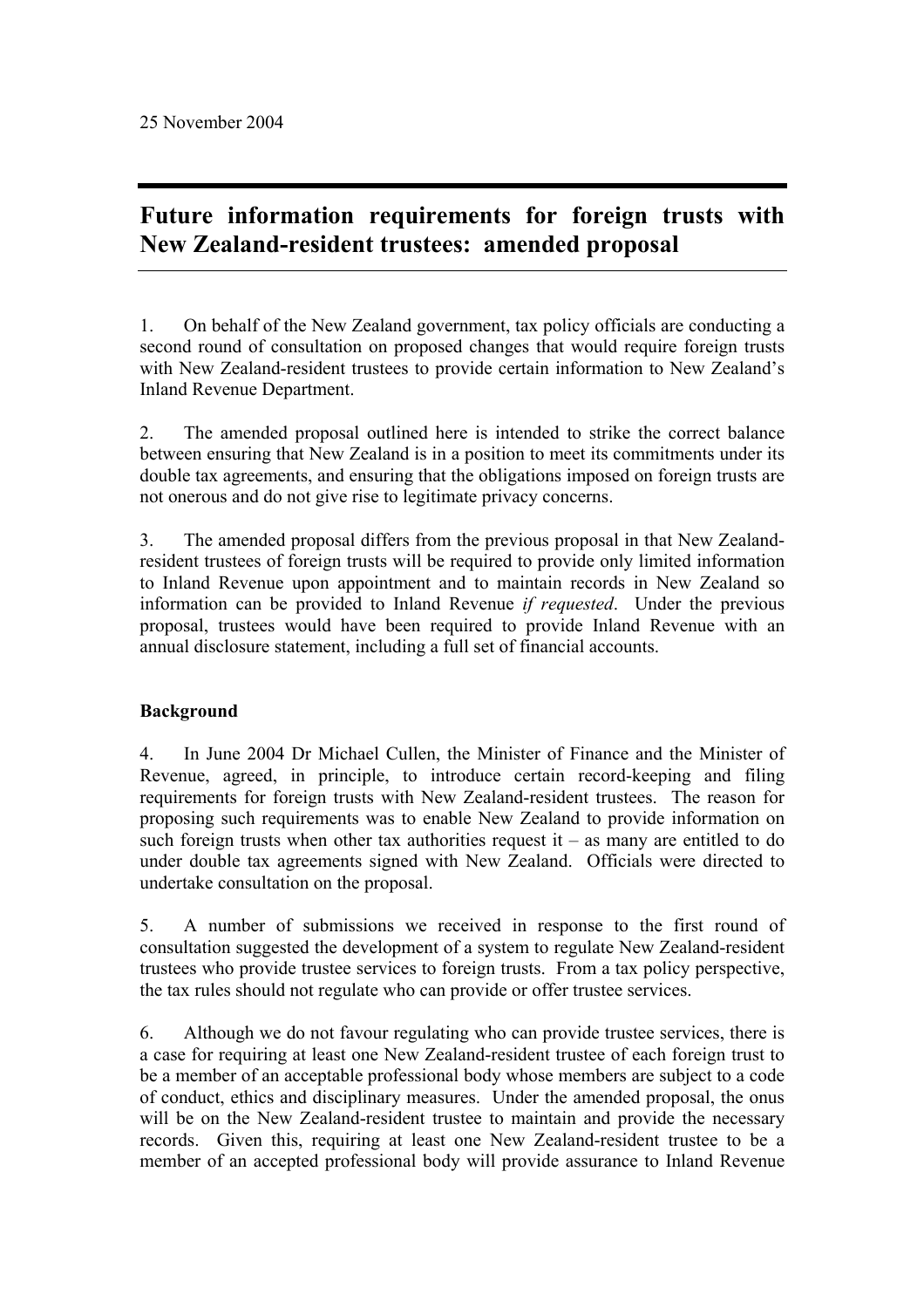25 November 2004

# Future information requirements for foreign trusts with New Zealand-resident trustees: amended proposal

1. On behalf of the New Zealand government, tax policy officials are conducting a second round of consultation on proposed changes that would require foreign trusts with New Zealand-resident trustees to provide certain information to New Zealand's Inland Revenue Department.

2. The amended proposal outlined here is intended to strike the correct balance between ensuring that New Zealand is in a position to meet its commitments under its double tax agreements, and ensuring that the obligations imposed on foreign trusts are not onerous and do not give rise to legitimate privacy concerns.

3. The amended proposal differs from the previous proposal in that New Zealand-resident trustees of foreign trusts will be required to provide only limited information to Inland Revenue upon appointment and to maintain records in New Zealand so information can be provided to Inland Revenue *if requested*. Under the previous proposal, trustees would have been required to provide Inland Revenue with an annual disclosure statement, including a full set of financial accounts.

**Background**

4. In June 2004 Dr Michael Cullen, the Minister of Finance and the Minister of Revenue, agreed, in principle, to introduce certain record-keeping and filing requirements for foreign trusts with New Zealand-resident trustees. The reason for proposing such requirements was to enable New Zealand to provide information on such foreign trusts when other tax authorities request it – as many are entitled to do under double tax agreements signed with New Zealand. Officials were directed to undertake consultation on the proposal.

5. A number of submissions we received in response to the first round of consultation suggested the development of a system to regulate New Zealand-resident trustees who provide trustee services to foreign trusts. From a tax policy perspective, the tax rules should not regulate who can provide or offer trustee services.

6. Although we do not favour regulating who can provide trustee services, there is a case for requiring at least one New Zealand-resident trustee of each foreign trust to be a member of an acceptable professional body whose members are subject to a code of conduct, ethics and disciplinary measures. Under the amended proposal, the onus will be on the New Zealand-resident trustee to maintain and provide the necessary records. Given this, requiring at least one New Zealand-resident trustee to be a member of an accepted professional body will provide assurance to Inland Revenue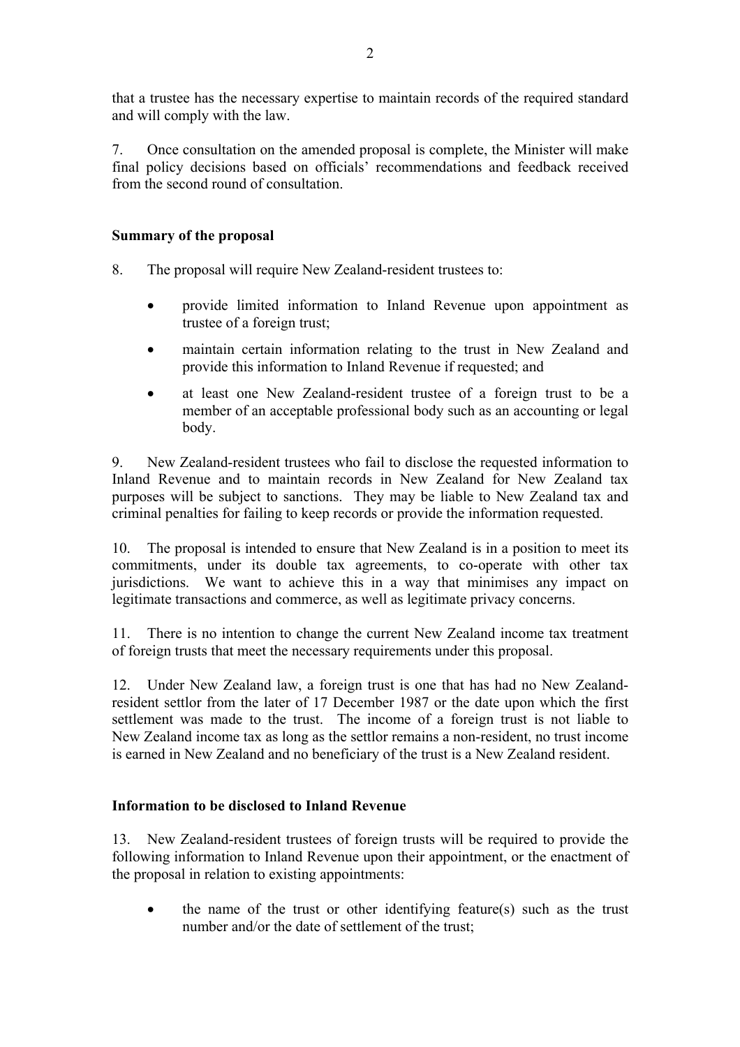that a trustee has the necessary expertise to maintain records of the required standard and will comply with the law.

7. Once consultation on the amended proposal is complete, the Minister will make final policy decisions based on officials' recommendations and feedback received from the second round of consultation.

## Summary of the proposal

8. The proposal will require New Zealand-resident trustees to:

- provide limited information to Inland Revenue upon appointment as trustee of a foreign trust;
- maintain certain information relating to the trust in New Zealand and provide this information to Inland Revenue if requested; and
- at least one New Zealand-resident trustee of a foreign trust to be a member of an acceptable professional body such as an accounting or legal body.

9. New Zealand-resident trustees who fail to disclose the requested information to Inland Revenue and to maintain records in New Zealand for New Zealand tax purposes will be subject to sanctions. They may be liable to New Zealand tax and criminal penalties for failing to keep records or provide the information requested.

10. The proposal is intended to ensure that New Zealand is in a position to meet its commitments, under its double tax agreements, to co-operate with other tax jurisdictions. We want to achieve this in a way that minimises any impact on legitimate transactions and commerce, as well as legitimate privacy concerns.

11. There is no intention to change the current New Zealand income tax treatment of foreign trusts that meet the necessary requirements under this proposal.

12. Under New Zealand law, a foreign trust is one that has had no New Zealand-resident settlor from the later of 17 December 1987 or the date upon which the first settlement was made to the trust. The income of a foreign trust is not liable to New Zealand income tax as long as the settlor remains a non-resident, no trust income is earned in New Zealand and no beneficiary of the trust is a New Zealand resident.

## Information to be disclosed to Inland Revenue

13. New Zealand-resident trustees of foreign trusts will be required to provide the following information to Inland Revenue upon their appointment, or the enactment of the proposal in relation to existing appointments:

- the name of the trust or other identifying feature(s) such as the trust number and/or the date of settlement of the trust;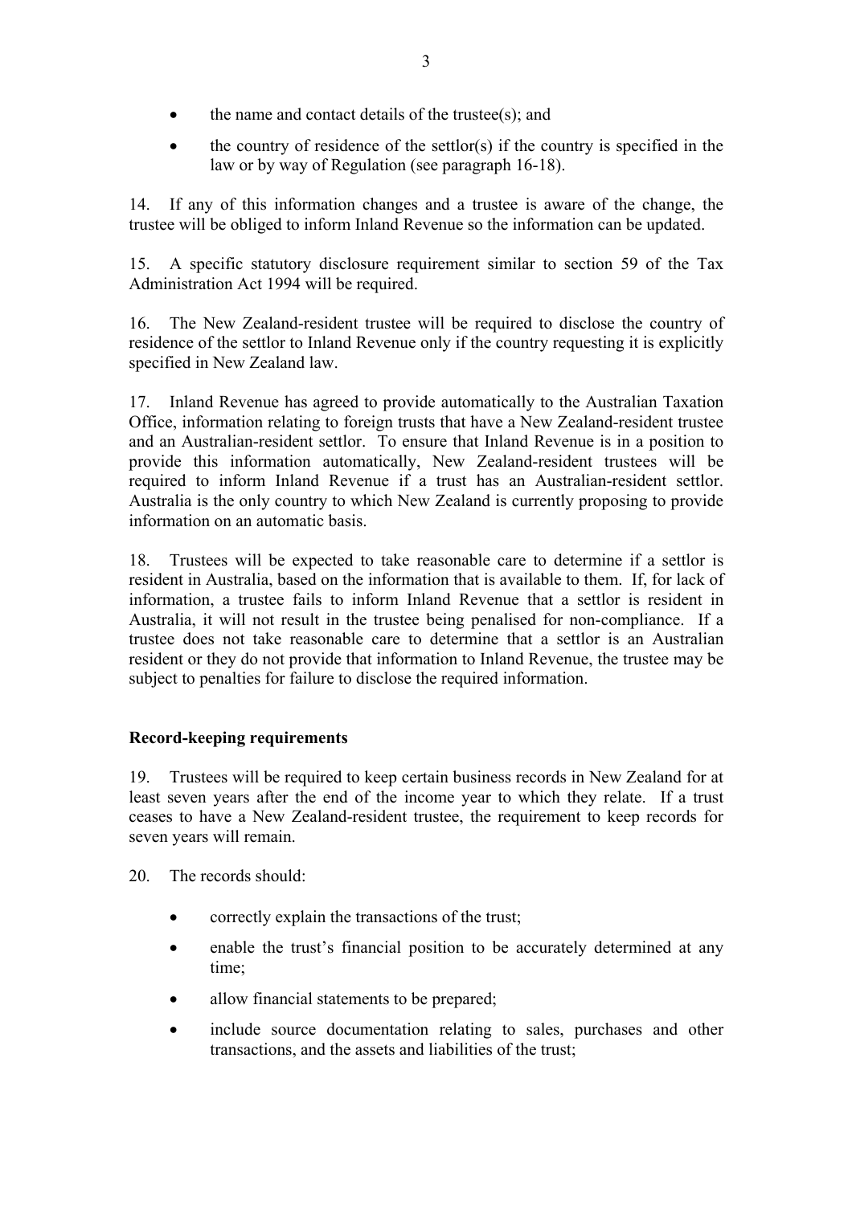- the name and contact details of the trustee(s); and
- the country of residence of the settlor(s) if the country is specified in the law or by way of Regulation (see paragraph 16-18).

14. If any of this information changes and a trustee is aware of the change, the trustee will be obliged to inform Inland Revenue so the information can be updated.

15. A specific statutory disclosure requirement similar to section 59 of the Tax Administration Act 1994 will be required.

16. The New Zealand-resident trustee will be required to disclose the country of residence of the settlor to Inland Revenue only if the country requesting it is explicitly specified in New Zealand law.

17. Inland Revenue has agreed to provide automatically to the Australian Taxation Office, information relating to foreign trusts that have a New Zealand-resident trustee and an Australian-resident settlor. To ensure that Inland Revenue is in a position to provide this information automatically, New Zealand-resident trustees will be required to inform Inland Revenue if a trust has an Australian-resident settlor. Australia is the only country to which New Zealand is currently proposing to provide information on an automatic basis.

18. Trustees will be expected to take reasonable care to determine if a settlor is resident in Australia, based on the information that is available to them. If, for lack of information, a trustee fails to inform Inland Revenue that a settlor is resident in Australia, it will not result in the trustee being penalised for non-compliance. If a trustee does not take reasonable care to determine that a settlor is an Australian resident or they do not provide that information to Inland Revenue, the trustee may be subject to penalties for failure to disclose the required information.

**Record-keeping requirements**

19. Trustees will be required to keep certain business records in New Zealand for at least seven years after the end of the income year to which they relate. If a trust ceases to have a New Zealand-resident trustee, the requirement to keep records for seven years will remain.

20. The records should:

- correctly explain the transactions of the trust;
- enable the trust's financial position to be accurately determined at any time;
- allow financial statements to be prepared;
- include source documentation relating to sales, purchases and other transactions, and the assets and liabilities of the trust;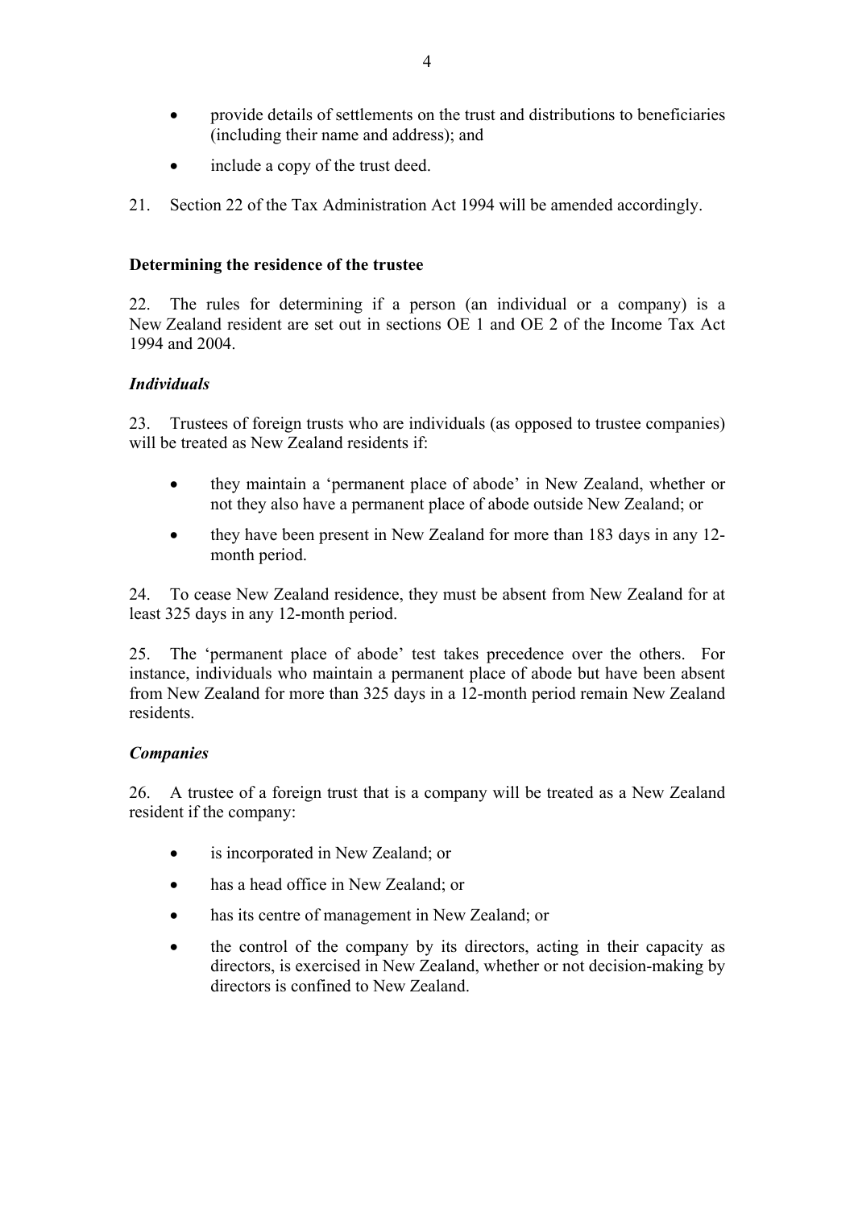- provide details of settlements on the trust and distributions to beneficiaries (including their name and address); and
- include a copy of the trust deed.

21. Section 22 of the Tax Administration Act 1994 will be amended accordingly.

**Determining the residence of the trustee**

22. The rules for determining if a person (an individual or a company) is a New Zealand resident are set out in sections OE 1 and OE 2 of the Income Tax Act 1994 and 2004.

***Individuals***

23. Trustees of foreign trusts who are individuals (as opposed to trustee companies) will be treated as New Zealand residents if:

- they maintain a 'permanent place of abode' in New Zealand, whether or not they also have a permanent place of abode outside New Zealand; or
- they have been present in New Zealand for more than 183 days in any 12-month period.

24. To cease New Zealand residence, they must be absent from New Zealand for at least 325 days in any 12-month period.

25. The 'permanent place of abode' test takes precedence over the others. For instance, individuals who maintain a permanent place of abode but have been absent from New Zealand for more than 325 days in a 12-month period remain New Zealand residents.

***Companies***

26. A trustee of a foreign trust that is a company will be treated as a New Zealand resident if the company:

- is incorporated in New Zealand; or
- has a head office in New Zealand; or
- has its centre of management in New Zealand; or
- the control of the company by its directors, acting in their capacity as directors, is exercised in New Zealand, whether or not decision-making by directors is confined to New Zealand.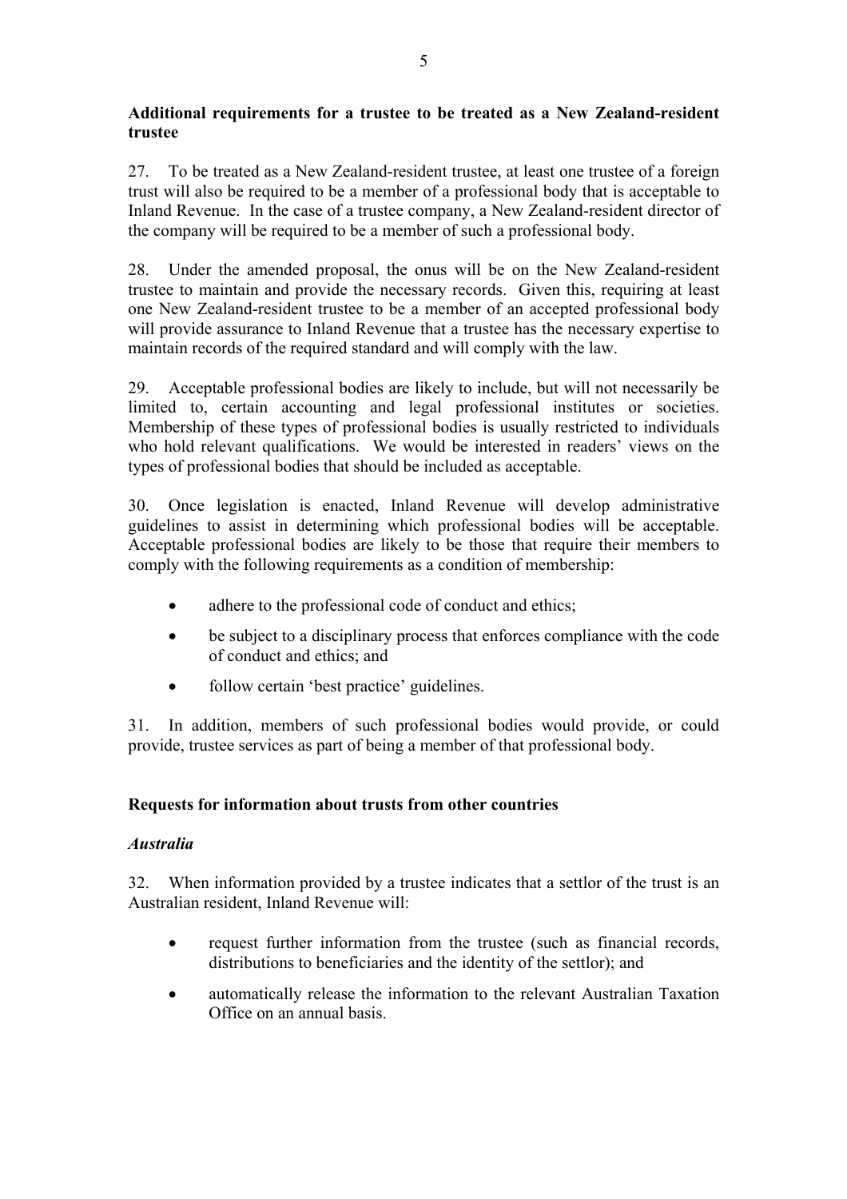**Additional requirements for a trustee to be treated as a New Zealand-resident trustee**

27. To be treated as a New Zealand-resident trustee, at least one trustee of a foreign trust will also be required to be a member of a professional body that is acceptable to Inland Revenue. In the case of a trustee company, a New Zealand-resident director of the company will be required to be a member of such a professional body.

28. Under the amended proposal, the onus will be on the New Zealand-resident trustee to maintain and provide the necessary records. Given this, requiring at least one New Zealand-resident trustee to be a member of an accepted professional body will provide assurance to Inland Revenue that a trustee has the necessary expertise to maintain records of the required standard and will comply with the law.

29. Acceptable professional bodies are likely to include, but will not necessarily be limited to, certain accounting and legal professional institutes or societies. Membership of these types of professional bodies is usually restricted to individuals who hold relevant qualifications. We would be interested in readers' views on the types of professional bodies that should be included as acceptable.

30. Once legislation is enacted, Inland Revenue will develop administrative guidelines to assist in determining which professional bodies will be acceptable. Acceptable professional bodies are likely to be those that require their members to comply with the following requirements as a condition of membership:

- adhere to the professional code of conduct and ethics;
- be subject to a disciplinary process that enforces compliance with the code of conduct and ethics; and
- follow certain 'best practice' guidelines.

31. In addition, members of such professional bodies would provide, or could provide, trustee services as part of being a member of that professional body.

**Requests for information about trusts from other countries**

***Australia***

32. When information provided by a trustee indicates that a settlor of the trust is an Australian resident, Inland Revenue will:

- request further information from the trustee (such as financial records, distributions to beneficiaries and the identity of the settlor); and
- automatically release the information to the relevant Australian Taxation Office on an annual basis.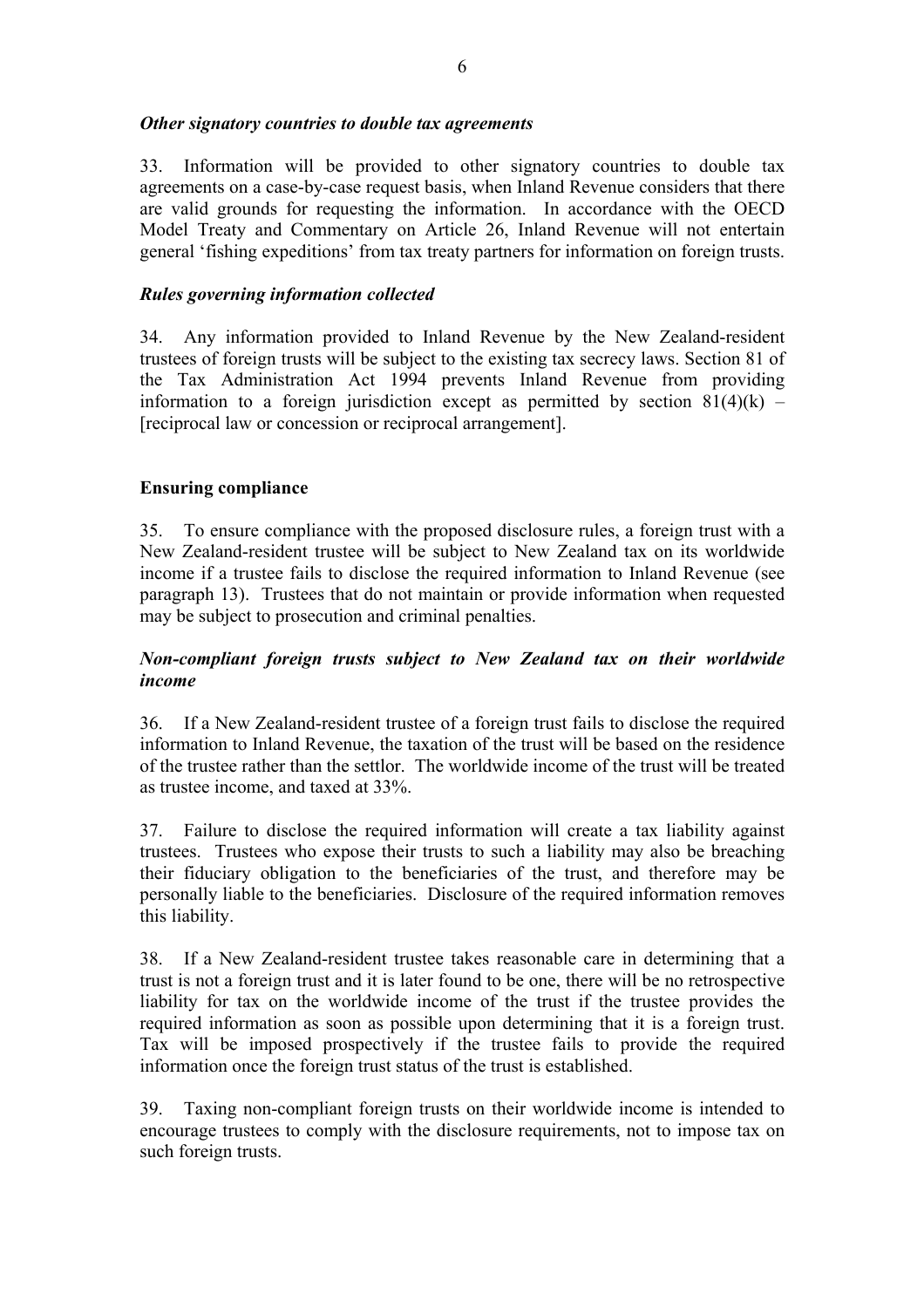### *Other signatory countries to double tax agreements*

33. Information will be provided to other signatory countries to double tax agreements on a case-by-case request basis, when Inland Revenue considers that there are valid grounds for requesting the information. In accordance with the OECD Model Treaty and Commentary on Article 26, Inland Revenue will not entertain general 'fishing expeditions' from tax treaty partners for information on foreign trusts.

### *Rules governing information collected*

34. Any information provided to Inland Revenue by the New Zealand-resident trustees of foreign trusts will be subject to the existing tax secrecy laws. Section 81 of the Tax Administration Act 1994 prevents Inland Revenue from providing information to a foreign jurisdiction except as permitted by section 81(4)(k) – [reciprocal law or concession or reciprocal arrangement].

## Ensuring compliance

35. To ensure compliance with the proposed disclosure rules, a foreign trust with a New Zealand-resident trustee will be subject to New Zealand tax on its worldwide income if a trustee fails to disclose the required information to Inland Revenue (see paragraph 13). Trustees that do not maintain or provide information when requested may be subject to prosecution and criminal penalties.

### *Non-compliant foreign trusts subject to New Zealand tax on their worldwide income*

36. If a New Zealand-resident trustee of a foreign trust fails to disclose the required information to Inland Revenue, the taxation of the trust will be based on the residence of the trustee rather than the settlor. The worldwide income of the trust will be treated as trustee income, and taxed at 33%.

37. Failure to disclose the required information will create a tax liability against trustees. Trustees who expose their trusts to such a liability may also be breaching their fiduciary obligation to the beneficiaries of the trust, and therefore may be personally liable to the beneficiaries. Disclosure of the required information removes this liability.

38. If a New Zealand-resident trustee takes reasonable care in determining that a trust is not a foreign trust and it is later found to be one, there will be no retrospective liability for tax on the worldwide income of the trust if the trustee provides the required information as soon as possible upon determining that it is a foreign trust. Tax will be imposed prospectively if the trustee fails to provide the required information once the foreign trust status of the trust is established.

39. Taxing non-compliant foreign trusts on their worldwide income is intended to encourage trustees to comply with the disclosure requirements, not to impose tax on such foreign trusts.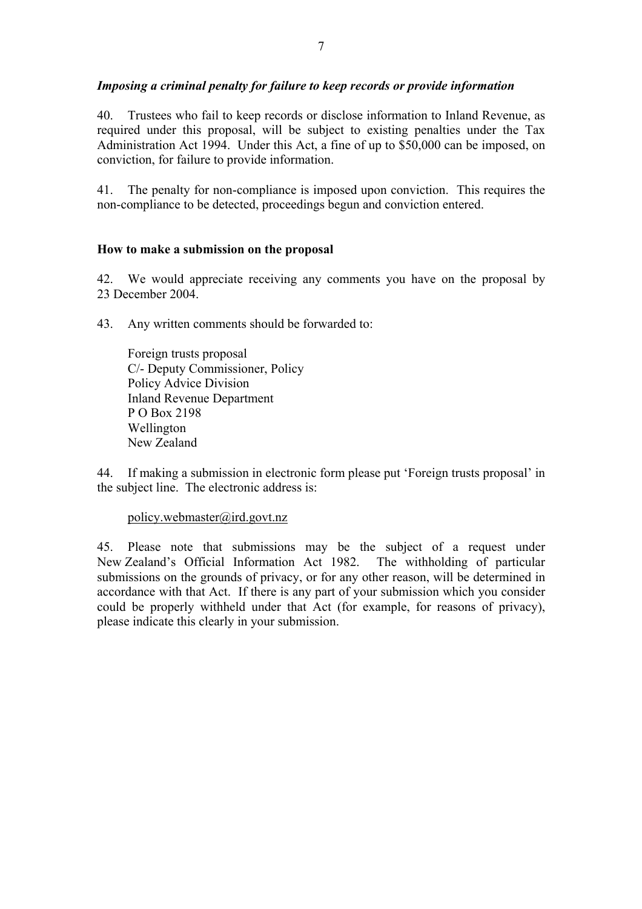### *Imposing a criminal penalty for failure to keep records or provide information*

40. Trustees who fail to keep records or disclose information to Inland Revenue, as required under this proposal, will be subject to existing penalties under the Tax Administration Act 1994. Under this Act, a fine of up to $50,000 can be imposed, on conviction, for failure to provide information.

41. The penalty for non-compliance is imposed upon conviction. This requires the non-compliance to be detected, proceedings begun and conviction entered.

## How to make a submission on the proposal

42. We would appreciate receiving any comments you have on the proposal by 23 December 2004.

43. Any written comments should be forwarded to:

Foreign trusts proposal
C/- Deputy Commissioner, Policy
Policy Advice Division
Inland Revenue Department
P O Box 2198
Wellington
New Zealand

44. If making a submission in electronic form please put 'Foreign trusts proposal' in the subject line. The electronic address is:

policy.webmaster@ird.govt.nz

45. Please note that submissions may be the subject of a request under New Zealand's Official Information Act 1982. The withholding of particular submissions on the grounds of privacy, or for any other reason, will be determined in accordance with that Act. If there is any part of your submission which you consider could be properly withheld under that Act (for example, for reasons of privacy), please indicate this clearly in your submission.